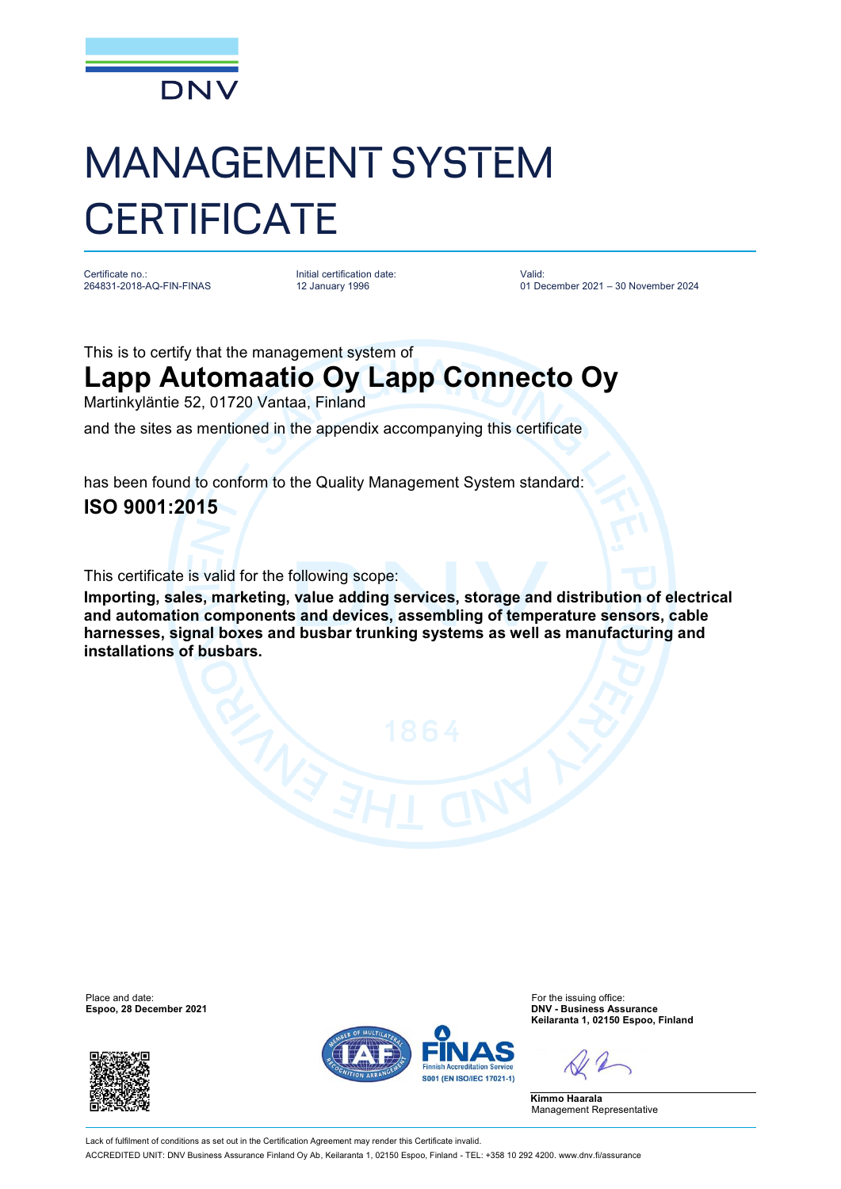DNV

# MANAGEMENT SYSTEM CERTIFICATE

| Certificate no.: | Initial certification date: | Valid: |
|---|---|---|
| 264831-2018-AQ-FIN-FINAS | 12 January 1996 | 01 December 2021 – 30 November 2024 |

This is to certify that the management system of

## Lapp Automaatio Oy Lapp Connecto Oy

Martinkyläntie 52, 01720 Vantaa, Finland

and the sites as mentioned in the appendix accompanying this certificate

has been found to conform to the Quality Management System standard:

**ISO 9001:2015**

This certificate is valid for the following scope:

**Importing, sales, marketing, value adding services, storage and distribution of electrical and automation components and devices, assembling of temperature sensors, cable harnesses, signal boxes and busbar trunking systems as well as manufacturing and installations of busbars.**

Place and date:
**Espoo, 28 December 2021**

For the issuing office:
**DNV - Business Assurance**
**Keilaranta 1, 02150 Espoo, Finland**

FINAS
Finnish Accreditation Service
S001 (EN ISO/IEC 17021-1)

**Kimmo Haarala**
Management Representative

Lack of fulfilment of conditions as set out in the Certification Agreement may render this Certificate invalid.

ACCREDITED UNIT: DNV Business Assurance Finland Oy Ab, Keilaranta 1, 02150 Espoo, Finland - TEL: +358 10 292 4200. www.dnv.fi/assurance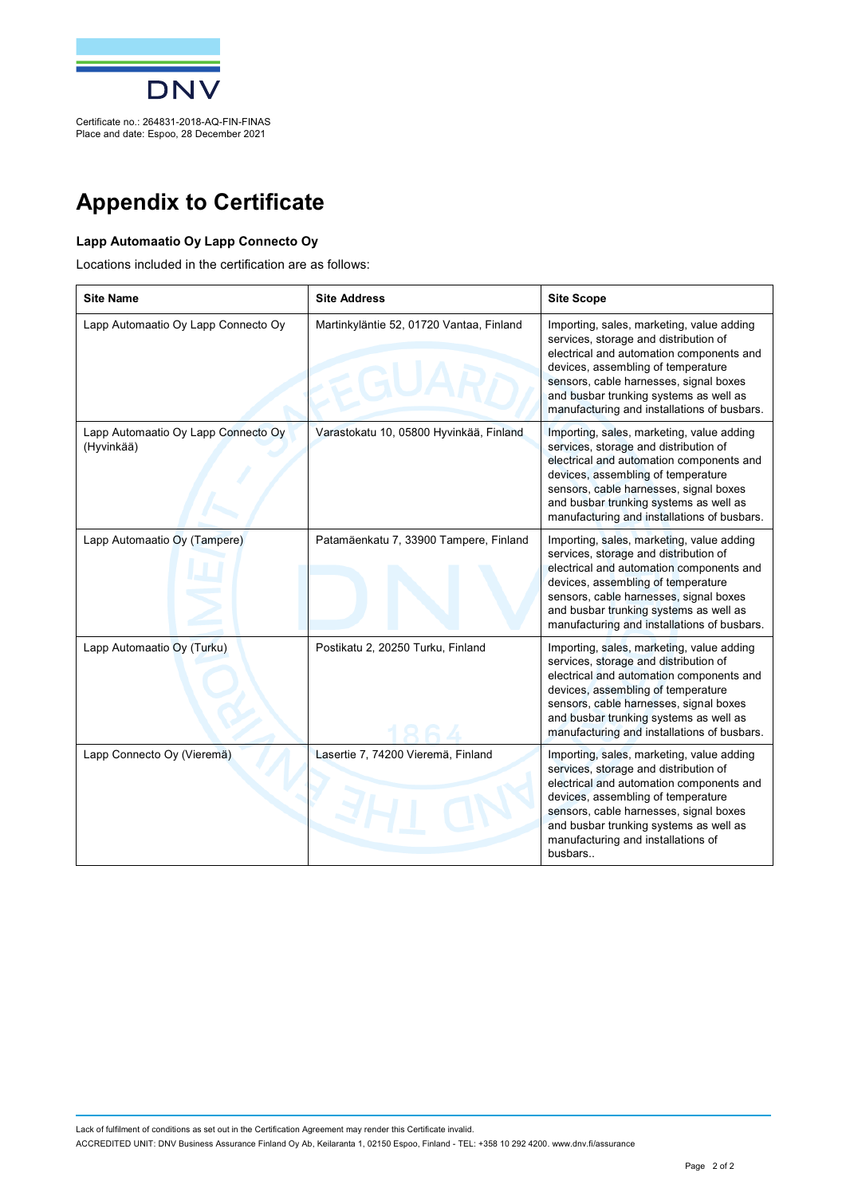Certificate no.: 264831-2018-AQ-FIN-FINAS
Place and date: Espoo, 28 December 2021

# Appendix to Certificate

### Lapp Automaatio Oy Lapp Connecto Oy

Locations included in the certification are as follows:

| Site Name | Site Address | Site Scope |
|---|---|---|
| Lapp Automaatio Oy Lapp Connecto Oy | Martinkyläntie 52, 01720 Vantaa, Finland | Importing, sales, marketing, value adding services, storage and distribution of electrical and automation components and devices, assembling of temperature sensors, cable harnesses, signal boxes and busbar trunking systems as well as manufacturing and installations of busbars. |
| Lapp Automaatio Oy Lapp Connecto Oy (Hyvinkää) | Varastokatu 10, 05800 Hyvinkää, Finland | Importing, sales, marketing, value adding services, storage and distribution of electrical and automation components and devices, assembling of temperature sensors, cable harnesses, signal boxes and busbar trunking systems as well as manufacturing and installations of busbars. |
| Lapp Automaatio Oy (Tampere) | Patamäenkatu 7, 33900 Tampere, Finland | Importing, sales, marketing, value adding services, storage and distribution of electrical and automation components and devices, assembling of temperature sensors, cable harnesses, signal boxes and busbar trunking systems as well as manufacturing and installations of busbars. |
| Lapp Automaatio Oy (Turku) | Postikatu 2, 20250 Turku, Finland | Importing, sales, marketing, value adding services, storage and distribution of electrical and automation components and devices, assembling of temperature sensors, cable harnesses, signal boxes and busbar trunking systems as well as manufacturing and installations of busbars. |
| Lapp Connecto Oy (Vieremä) | Lasertie 7, 74200 Vieremä, Finland | Importing, sales, marketing, value adding services, storage and distribution of electrical and automation components and devices, assembling of temperature sensors, cable harnesses, signal boxes and busbar trunking systems as well as manufacturing and installations of busbars.. |

Lack of fulfilment of conditions as set out in the Certification Agreement may render this Certificate invalid.
ACCREDITED UNIT: DNV Business Assurance Finland Oy Ab, Keilaranta 1, 02150 Espoo, Finland - TEL: +358 10 292 4200. www.dnv.fi/assurance